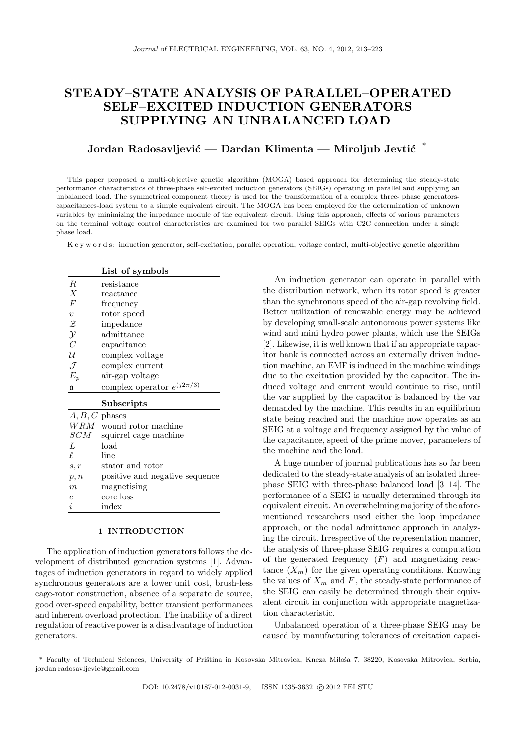# STEADY–STATE ANALYSIS OF PARALLEL–OPERATED SELF–EXCITED INDUCTION GENERATORS SUPPLYING AN UNBALANCED LOAD

**Jordan Radosavljević — Dardan Klimenta — Miroljub Jevtić** *

This paper proposed a multi-objective genetic algorithm (MOGA) based approach for determining the steady-state performance characteristics of three-phase self-excited induction generators (SEIGs) operating in parallel and supplying an unbalanced load. The symmetrical component theory is used for the transformation of a complex three- phase generators-capacitances-load system to a simple equivalent circuit. The MOGA has been employed for the determination of unknown variables by minimizing the impedance module of the equivalent circuit. Using this approach, effects of various parameters on the terminal voltage control characteristics are examined for two parallel SEIGs with C2C connection under a single phase load.

K e y w o r d s: induction generator, self-excitation, parallel operation, voltage control, multi-objective genetic algorithm

**List of symbols**

| | |
|---|---|
| $R$ | resistance |
| $X$ | reactance |
| $F$ | frequency |
| $v$ | rotor speed |
| $\mathcal{Z}$ | impedance |
| $\mathcal{Y}$ | admittance |
| $C$ | capacitance |
| $\mathcal{U}$ | complex voltage |
| $\mathcal{J}$ | complex current |
| $E_p$ | air-gap voltage |
| $\mathfrak{a}$ | complex operator $e^{(j2\pi/3)}$ |

**Subscripts**

| | |
|---|---|
| $A, B, C$ | phases |
| $WRM$ | wound rotor machine |
| $SCM$ | squirrel cage machine |
| $L$ | load |
| $\ell$ | line |
| $s, r$ | stator and rotor |
| $p, n$ | positive and negative sequence |
| $m$ | magnetising |
| $c$ | core loss |
| $i$ | index |

## 1 INTRODUCTION

The application of induction generators follows the development of distributed generation systems [1]. Advantages of induction generators in regard to widely applied synchronous generators are a lower unit cost, brush-less cage-rotor construction, absence of a separate dc source, good over-speed capability, better transient performances and inherent overload protection. The inability of a direct regulation of reactive power is a disadvantage of induction generators.

An induction generator can operate in parallel with the distribution network, when its rotor speed is greater than the synchronous speed of the air-gap revolving field. Better utilization of renewable energy may be achieved by developing small-scale autonomous power systems like wind and mini hydro power plants, which use the SEIGs [2]. Likewise, it is well known that if an appropriate capacitor bank is connected across an externally driven induction machine, an EMF is induced in the machine windings due to the excitation provided by the capacitor. The induced voltage and current would continue to rise, until the var supplied by the capacitor is balanced by the var demanded by the machine. This results in an equilibrium state being reached and the machine now operates as an SEIG at a voltage and frequency assigned by the value of the capacitance, speed of the prime mover, parameters of the machine and the load.

A huge number of journal publications has so far been dedicated to the steady-state analysis of an isolated three-phase SEIG with three-phase balanced load [3–14]. The performance of a SEIG is usually determined through its equivalent circuit. An overwhelming majority of the aforementioned researchers used either the loop impedance approach, or the nodal admittance approach in analyzing the circuit. Irrespective of the representation manner, the analysis of three-phase SEIG requires a computation of the generated frequency ($F$) and magnetizing reactance ($X_m$) for the given operating conditions. Knowing the values of $X_m$ and $F$, the steady-state performance of the SEIG can easily be determined through their equivalent circuit in conjunction with appropriate magnetization characteristic.

Unbalanced operation of a three-phase SEIG may be caused by manufacturing tolerances of excitation capaci-

* Faculty of Technical Sciences, University of Priština in Kosovska Mitrovica, Kneza Miloša 7, 38220, Kosovska Mitrovica, Serbia, jordan.radosavljevic@gmail.com

DOI: 10.2478/v10187-012-0031-9, ISSN 1335-3632 © 2012 FEI STU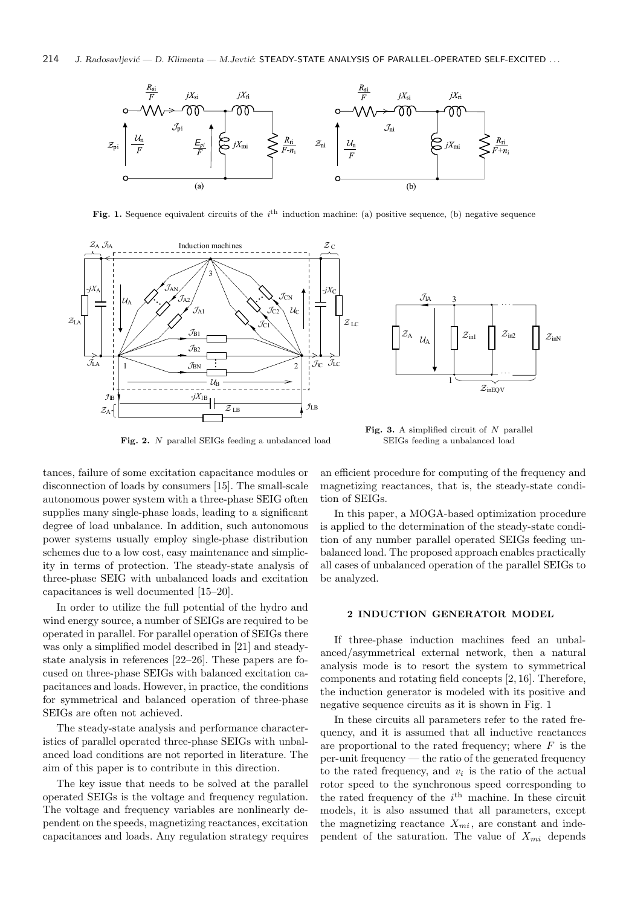Fig. 1. Sequence equivalent circuits of the $i^{\text{th}}$ induction machine: (a) positive sequence, (b) negative sequence

Fig. 2. $N$ parallel SEIGs feeding a unbalanced load

Fig. 3. A simplified circuit of $N$ parallel SEIGs feeding a unbalanced load

tances, failure of some excitation capacitance modules or disconnection of loads by consumers [15]. The small-scale autonomous power system with a three-phase SEIG often supplies many single-phase loads, leading to a significant degree of load unbalance. In addition, such autonomous power systems usually employ single-phase distribution schemes due to a low cost, easy maintenance and simplicity in terms of protection. The steady-state analysis of three-phase SEIG with unbalanced loads and excitation capacitances is well documented [15–20].

In order to utilize the full potential of the hydro and wind energy source, a number of SEIGs are required to be operated in parallel. For parallel operation of SEIGs there was only a simplified model described in [21] and steady-state analysis in references [22–26]. These papers are focused on three-phase SEIGs with balanced excitation capacitances and loads. However, in practice, the conditions for symmetrical and balanced operation of three-phase SEIGs are often not achieved.

The steady-state analysis and performance characteristics of parallel operated three-phase SEIGs with unbalanced load conditions are not reported in literature. The aim of this paper is to contribute in this direction.

The key issue that needs to be solved at the parallel operated SEIGs is the voltage and frequency regulation. The voltage and frequency variables are nonlinearly dependent on the speeds, magnetizing reactances, excitation capacitances and loads. Any regulation strategy requires an efficient procedure for computing of the frequency and magnetizing reactances, that is, the steady-state condition of SEIGs.

In this paper, a MOGA-based optimization procedure is applied to the determination of the steady-state condition of any number parallel operated SEIGs feeding unbalanced load. The proposed approach enables practically all cases of unbalanced operation of the parallel SEIGs to be analyzed.

## 2 INDUCTION GENERATOR MODEL

If three-phase induction machines feed an unbalanced/asymmetrical external network, then a natural analysis mode is to resort the system to symmetrical components and rotating field concepts [2, 16]. Therefore, the induction generator is modeled with its positive and negative sequence circuits as it is shown in Fig. 1

In these circuits all parameters refer to the rated frequency, and it is assumed that all inductive reactances are proportional to the rated frequency; where $F$ is the per-unit frequency — the ratio of the generated frequency to the rated frequency, and $v_i$ is the ratio of the actual rotor speed to the synchronous speed corresponding to the rated frequency of the $i^{\text{th}}$ machine. In these circuit models, it is also assumed that all parameters, except the magnetizing reactance $X_{mi}$, are constant and independent of the saturation. The value of $X_{mi}$ depends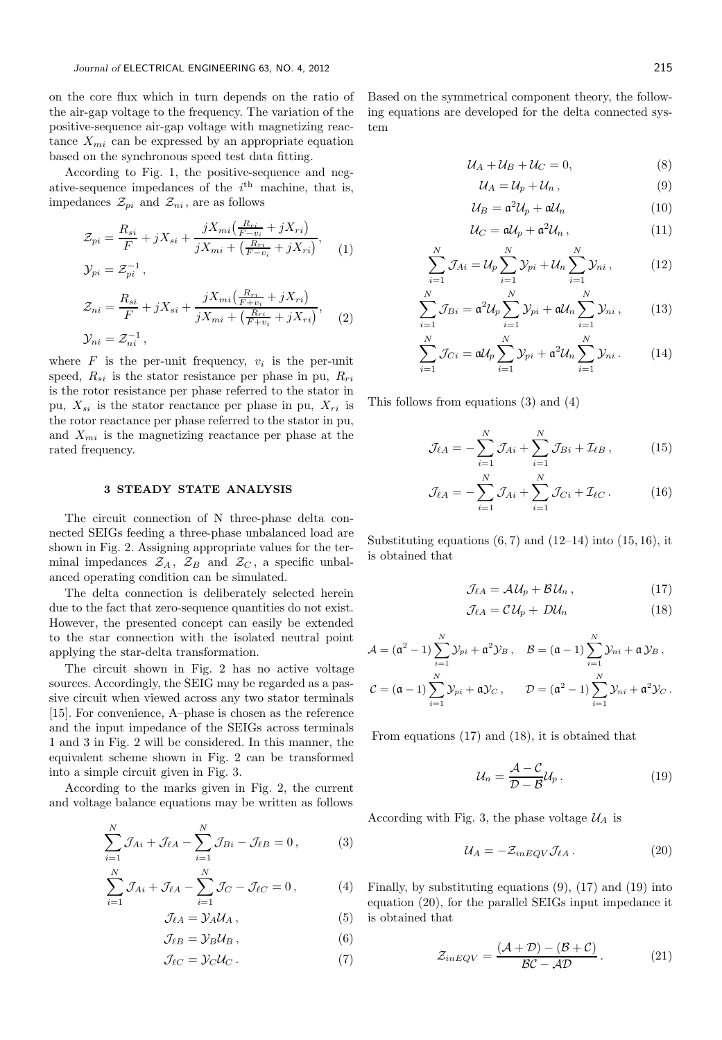on the core flux which in turn depends on the ratio of the air-gap voltage to the frequency. The variation of the positive-sequence air-gap voltage with magnetizing reactance $X_{mi}$ can be expressed by an appropriate equation based on the synchronous speed test data fitting.

According to Fig. 1, the positive-sequence and negative-sequence impedances of the $i^{\text{th}}$ machine, that is, impedances $\mathcal{Z}_{pi}$ and $\mathcal{Z}_{ni}$, are as follows

$$\mathcal{Z}_{pi} = \frac{R_{si}}{F} + jX_{si} + \frac{jX_{mi}\left(\frac{R_{ri}}{F-v_i} + jX_{ri}\right)}{jX_{mi} + \left(\frac{R_{ri}}{F-v_i} + jX_{ri}\right)}, \qquad \mathcal{Y}_{pi} = \mathcal{Z}_{pi}^{-1}, \tag{1}$$

$$\mathcal{Z}_{ni} = \frac{R_{si}}{F} + jX_{si} + \frac{jX_{mi}\left(\frac{R_{ri}}{F+v_i} + jX_{ri}\right)}{jX_{mi} + \left(\frac{R_{ri}}{F+v_i} + jX_{ri}\right)}, \qquad \mathcal{Y}_{ni} = \mathcal{Z}_{ni}^{-1}, \tag{2}$$

where $F$ is the per-unit frequency, $v_i$ is the per-unit speed, $R_{si}$ is the stator resistance per phase in pu, $R_{ri}$ is the rotor resistance per phase referred to the stator in pu, $X_{si}$ is the stator reactance per phase in pu, $X_{ri}$ is the rotor reactance per phase referred to the stator in pu, and $X_{mi}$ is the magnetizing reactance per phase at the rated frequency.

## 3 STEADY STATE ANALYSIS

The circuit connection of N three-phase delta connected SEIGs feeding a three-phase unbalanced load are shown in Fig. 2. Assigning appropriate values for the terminal impedances $\mathcal{Z}_A$, $\mathcal{Z}_B$ and $\mathcal{Z}_C$, a specific unbalanced operating condition can be simulated.

The delta connection is deliberately selected herein due to the fact that zero-sequence quantities do not exist. However, the presented concept can easily be extended to the star connection with the isolated neutral point applying the star-delta transformation.

The circuit shown in Fig. 2 has no active voltage sources. Accordingly, the SEIG may be regarded as a passive circuit when viewed across any two stator terminals [15]. For convenience, A–phase is chosen as the reference and the input impedance of the SEIGs across terminals 1 and 3 in Fig. 2 will be considered. In this manner, the equivalent scheme shown in Fig. 2 can be transformed into a simple circuit given in Fig. 3.

According to the marks given in Fig. 2, the current and voltage balance equations may be written as follows

$$\sum_{i=1}^{N} \mathcal{J}_{Ai} + \mathcal{J}_{\ell A} - \sum_{i=1}^{N} \mathcal{J}_{Bi} - \mathcal{J}_{\ell B} = 0\,, \tag{3}$$

$$\sum_{i=1}^{N} \mathcal{J}_{Ai} + \mathcal{J}_{\ell A} - \sum_{i=1}^{N} \mathcal{J}_{C} - \mathcal{J}_{\ell C} = 0\,, \tag{4}$$

$$\mathcal{J}_{\ell A} = \mathcal{Y}_A \mathcal{U}_A\,, \tag{5}$$

$$\mathcal{J}_{\ell B} = \mathcal{Y}_B \mathcal{U}_B\,, \tag{6}$$

$$\mathcal{J}_{\ell C} = \mathcal{Y}_C \mathcal{U}_C\,. \tag{7}$$

Based on the symmetrical component theory, the following equations are developed for the delta connected system

$$\mathcal{U}_A + \mathcal{U}_B + \mathcal{U}_C = 0, \tag{8}$$

$$\mathcal{U}_A = \mathcal{U}_p + \mathcal{U}_n\,, \tag{9}$$

$$\mathcal{U}_B = \mathfrak{a}^2\mathcal{U}_p + \mathfrak{a}\mathcal{U}_n \tag{10}$$

$$\mathcal{U}_C = \mathfrak{a}\mathcal{U}_p + \mathfrak{a}^2\mathcal{U}_n\,, \tag{11}$$

$$\sum_{i=1}^{N} \mathcal{J}_{Ai} = \mathcal{U}_p \sum_{i=1}^{N} \mathcal{Y}_{pi} + \mathcal{U}_n \sum_{i=1}^{N} \mathcal{Y}_{ni}\,, \tag{12}$$

$$\sum_{i=1}^{N} \mathcal{J}_{Bi} = \mathfrak{a}^2\mathcal{U}_p \sum_{i=1}^{N} \mathcal{Y}_{pi} + \mathfrak{a}\mathcal{U}_n \sum_{i=1}^{N} \mathcal{Y}_{ni}\,, \tag{13}$$

$$\sum_{i=1}^{N} \mathcal{J}_{Ci} = \mathfrak{a}\mathcal{U}_p \sum_{i=1}^{N} \mathcal{Y}_{pi} + \mathfrak{a}^2\mathcal{U}_n \sum_{i=1}^{N} \mathcal{Y}_{ni}\,. \tag{14}$$

This follows from equations (3) and (4)

$$\mathcal{J}_{\ell A} = -\sum_{i=1}^{N} \mathcal{J}_{Ai} + \sum_{i=1}^{N} \mathcal{J}_{Bi} + \mathcal{I}_{\ell B}\,, \tag{15}$$

$$\mathcal{J}_{\ell A} = -\sum_{i=1}^{N} \mathcal{J}_{Ai} + \sum_{i=1}^{N} \mathcal{J}_{Ci} + \mathcal{I}_{\ell C}\,. \tag{16}$$

Substituting equations (6, 7) and (12–14) into (15, 16), it is obtained that

$$\mathcal{J}_{\ell A} = \mathcal{A}\mathcal{U}_p + \mathcal{B}\mathcal{U}_n\,, \tag{17}$$

$$\mathcal{J}_{\ell A} = \mathcal{C}\,\mathcal{U}_p + D\mathcal{U}_n \tag{18}$$

$$\mathcal{A} = (\mathfrak{a}^2 - 1)\sum_{i=1}^{N} \mathcal{Y}_{pi} + \mathfrak{a}^2\mathcal{Y}_B\,, \quad \mathcal{B} = (\mathfrak{a} - 1)\sum_{i=1}^{N} \mathcal{Y}_{ni} + \mathfrak{a}\,\mathcal{Y}_B\,,$$

$$\mathcal{C} = (\mathfrak{a} - 1)\sum_{i=1}^{N} \mathcal{Y}_{pi} + \mathfrak{a}\mathcal{Y}_C\,, \qquad \mathcal{D} = (\mathfrak{a}^2 - 1)\sum_{i=1}^{N} \mathcal{Y}_{ni} + \mathfrak{a}^2\mathcal{Y}_C\,.$$

From equations (17) and (18), it is obtained that

$$\mathcal{U}_n = \frac{\mathcal{A} - \mathcal{C}}{\mathcal{D} - \mathcal{B}}\mathcal{U}_p\,. \tag{19}$$

According with Fig. 3, the phase voltage $\mathcal{U}_A$ is

$$\mathcal{U}_A = -\mathcal{Z}_{inEQV}\mathcal{J}_{\ell A}\,. \tag{20}$$

Finally, by substituting equations (9), (17) and (19) into equation (20), for the parallel SEIGs input impedance it is obtained that

$$\mathcal{Z}_{inEQV} = \frac{(\mathcal{A} + \mathcal{D}) - (\mathcal{B} + \mathcal{C})}{\mathcal{B}\mathcal{C} - \mathcal{A}\mathcal{D}}\,. \tag{21}$$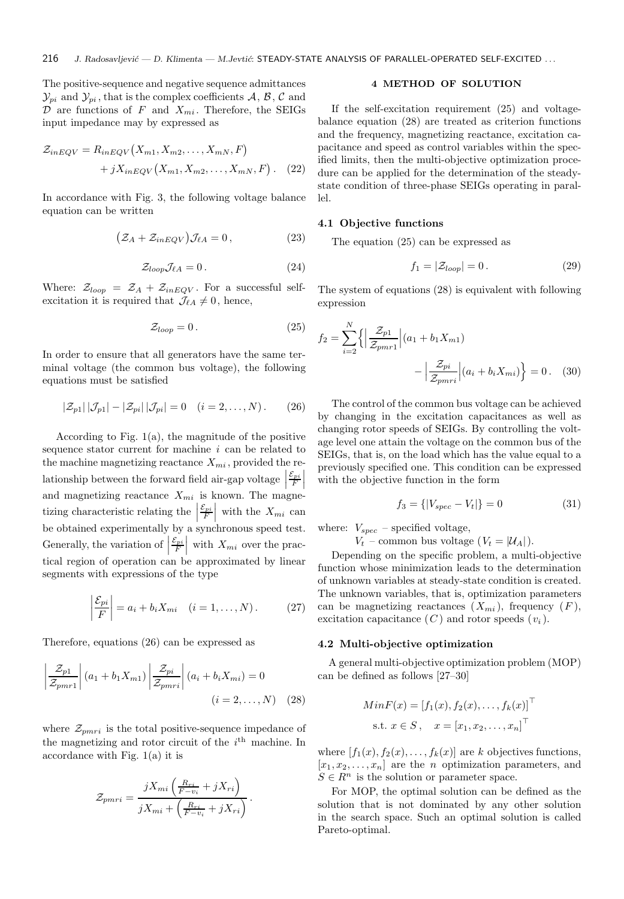The positive-sequence and negative sequence admittances $\mathcal{Y}_{pi}$ and $\mathcal{Y}_{pi}$, that is the complex coefficients $\mathcal{A}$, $\mathcal{B}$, $\mathcal{C}$ and $\mathcal{D}$ are functions of $F$ and $X_{mi}$. Therefore, the SEIGs input impedance may by expressed as

$$\mathcal{Z}_{inEQV} = R_{inEQV}\big(X_{m1}, X_{m2}, \ldots, X_{mN}, F\big) + jX_{inEQV}\big(X_{m1}, X_{m2}, \ldots, X_{mN}, F\big) . \quad (22)$$

In accordance with Fig. 3, the following voltage balance equation can be written

$$\big(\mathcal{Z}_A + \mathcal{Z}_{inEQV}\big)\mathcal{J}_{\ell A} = 0 , \quad (23)$$

$$\mathcal{Z}_{loop}\mathcal{J}_{\ell A} = 0 . \quad (24)$$

Where: $\mathcal{Z}_{loop} = \mathcal{Z}_A + \mathcal{Z}_{inEQV}$. For a successful self-excitation it is required that $\mathcal{J}_{\ell A} \neq 0$, hence,

$$\mathcal{Z}_{loop} = 0 . \quad (25)$$

In order to ensure that all generators have the same terminal voltage (the common bus voltage), the following equations must be satisfied

$$|\mathcal{Z}_{p1}|\,|\mathcal{J}_{p1}| - |\mathcal{Z}_{pi}|\,|\mathcal{J}_{pi}| = 0 \quad (i = 2, \ldots, N) . \quad (26)$$

According to Fig. 1(a), the magnitude of the positive sequence stator current for machine $i$ can be related to the machine magnetizing reactance $X_{mi}$, provided the relationship between the forward field air-gap voltage $\left|\frac{\mathcal{E}_{pi}}{F}\right|$ and magnetizing reactance $X_{mi}$ is known. The magnetizing characteristic relating the $\left|\frac{\mathcal{E}_{pi}}{F}\right|$ with the $X_{mi}$ can be obtained experimentally by a synchronous speed test. Generally, the variation of $\left|\frac{\mathcal{E}_{pi}}{F}\right|$ with $X_{mi}$ over the practical region of operation can be approximated by linear segments with expressions of the type

$$\left|\frac{\mathcal{E}_{pi}}{F}\right| = a_i + b_i X_{mi} \quad (i = 1, \ldots, N) . \quad (27)$$

Therefore, equations (26) can be expressed as

$$\left|\frac{\mathcal{Z}_{p1}}{\mathcal{Z}_{pmr1}}\right|(a_1 + b_1 X_{m1}) \left|\frac{\mathcal{Z}_{pi}}{\mathcal{Z}_{pmri}}\right|(a_i + b_i X_{mi}) = 0 \quad (i = 2, \ldots, N) \quad (28)$$

where $\mathcal{Z}_{pmri}$ is the total positive-sequence impedance of the magnetizing and rotor circuit of the $i^{\text{th}}$ machine. In accordance with Fig. 1(a) it is

$$\mathcal{Z}_{pmri} = \frac{jX_{mi}\left(\frac{R_{ri}}{F - v_i} + jX_{ri}\right)}{jX_{mi} + \left(\frac{R_{ri}}{F - v_i} + jX_{ri}\right)} .$$

## 4 METHOD OF SOLUTION

If the self-excitation requirement (25) and voltage-balance equation (28) are treated as criterion functions and the frequency, magnetizing reactance, excitation capacitance and speed as control variables within the specified limits, then the multi-objective optimization procedure can be applied for the determination of the steady-state condition of three-phase SEIGs operating in parallel.

### 4.1 Objective functions

The equation (25) can be expressed as

$$f_1 = |\mathcal{Z}_{loop}| = 0 . \quad (29)$$

The system of equations (28) is equivalent with following expression

$$f_2 = \sum_{i=2}^{N} \left\{ \left|\frac{\mathcal{Z}_{p1}}{\mathcal{Z}_{pmr1}}\right|(a_1 + b_1 X_{m1}) - \left|\frac{\mathcal{Z}_{pi}}{\mathcal{Z}_{pmri}}\right|(a_i + b_i X_{mi}) \right\} = 0 . \quad (30)$$

The control of the common bus voltage can be achieved by changing in the excitation capacitances as well as changing rotor speeds of SEIGs. By controlling the voltage level one attain the voltage on the common bus of the SEIGs, that is, on the load which has the value equal to a previously specified one. This condition can be expressed with the objective function in the form

$$f_3 = \{|V_{spec} - V_t|\} = 0 \quad (31)$$

where: $V_{spec}$ – specified voltage,
$V_t$ – common bus voltage ($V_t = |\mathcal{U}_A|$).

Depending on the specific problem, a multi-objective function whose minimization leads to the determination of unknown variables at steady-state condition is created. The unknown variables, that is, optimization parameters can be magnetizing reactances ($X_{mi}$), frequency ($F$), excitation capacitance ($C$) and rotor speeds ($v_i$).

### 4.2 Multi-objective optimization

A general multi-objective optimization problem (MOP) can be defined as follows [27–30]

$$Min F(x) = [f_1(x), f_2(x), \ldots, f_k(x)]^\top$$
$$\text{s.t. } x \in S , \quad x = [x_1, x_2, \ldots, x_n]^\top$$

where $[f_1(x), f_2(x), \ldots, f_k(x)]$ are $k$ objectives functions, $[x_1, x_2, \ldots, x_n]$ are the $n$ optimization parameters, and $S \in R^n$ is the solution or parameter space.

For MOP, the optimal solution can be defined as the solution that is not dominated by any other solution in the search space. Such an optimal solution is called Pareto-optimal.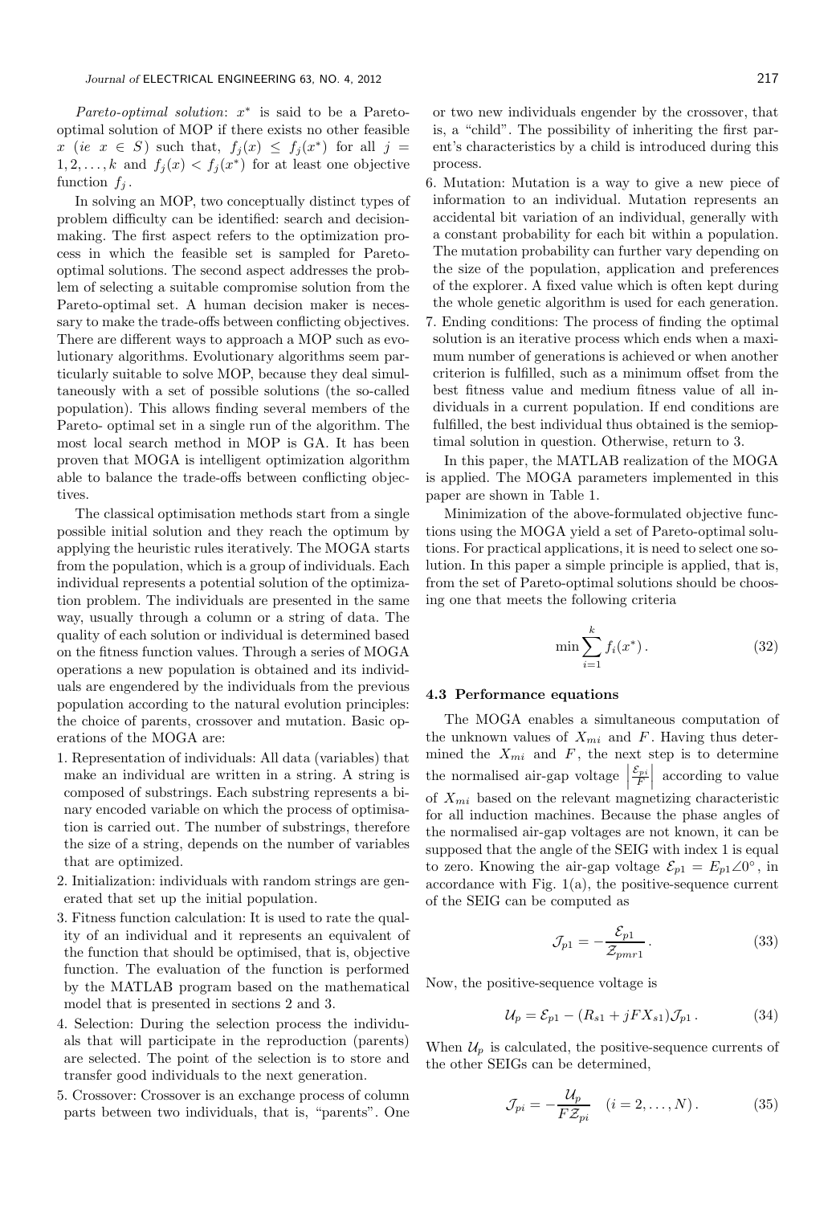*Pareto-optimal solution*: $x^*$ is said to be a Pareto-optimal solution of MOP if there exists no other feasible $x$ (*ie* $x \in S$) such that, $f_j(x) \leq f_j(x^*)$ for all $j = 1, 2, \ldots, k$ and $f_j(x) < f_j(x^*)$ for at least one objective function $f_j$.

In solving an MOP, two conceptually distinct types of problem difficulty can be identified: search and decision-making. The first aspect refers to the optimization process in which the feasible set is sampled for Pareto-optimal solutions. The second aspect addresses the problem of selecting a suitable compromise solution from the Pareto-optimal set. A human decision maker is necessary to make the trade-offs between conflicting objectives. There are different ways to approach a MOP such as evolutionary algorithms. Evolutionary algorithms seem particularly suitable to solve MOP, because they deal simultaneously with a set of possible solutions (the so-called population). This allows finding several members of the Pareto- optimal set in a single run of the algorithm. The most local search method in MOP is GA. It has been proven that MOGA is intelligent optimization algorithm able to balance the trade-offs between conflicting objectives.

The classical optimisation methods start from a single possible initial solution and they reach the optimum by applying the heuristic rules iteratively. The MOGA starts from the population, which is a group of individuals. Each individual represents a potential solution of the optimization problem. The individuals are presented in the same way, usually through a column or a string of data. The quality of each solution or individual is determined based on the fitness function values. Through a series of MOGA operations a new population is obtained and its individuals are engendered by the individuals from the previous population according to the natural evolution principles: the choice of parents, crossover and mutation. Basic operations of the MOGA are:

1. Representation of individuals: All data (variables) that make an individual are written in a string. A string is composed of substrings. Each substring represents a binary encoded variable on which the process of optimisation is carried out. The number of substrings, therefore the size of a string, depends on the number of variables that are optimized.
2. Initialization: individuals with random strings are generated that set up the initial population.
3. Fitness function calculation: It is used to rate the quality of an individual and it represents an equivalent of the function that should be optimised, that is, objective function. The evaluation of the function is performed by the MATLAB program based on the mathematical model that is presented in sections 2 and 3.
4. Selection: During the selection process the individuals that will participate in the reproduction (parents) are selected. The point of the selection is to store and transfer good individuals to the next generation.
5. Crossover: Crossover is an exchange process of column parts between two individuals, that is, "parents". One or two new individuals engender by the crossover, that is, a "child". The possibility of inheriting the first parent's characteristics by a child is introduced during this process.
6. Mutation: Mutation is a way to give a new piece of information to an individual. Mutation represents an accidental bit variation of an individual, generally with a constant probability for each bit within a population. The mutation probability can further vary depending on the size of the population, application and preferences of the explorer. A fixed value which is often kept during the whole genetic algorithm is used for each generation.
7. Ending conditions: The process of finding the optimal solution is an iterative process which ends when a maximum number of generations is achieved or when another criterion is fulfilled, such as a minimum offset from the best fitness value and medium fitness value of all individuals in a current population. If end conditions are fulfilled, the best individual thus obtained is the semioptimal solution in question. Otherwise, return to 3.

In this paper, the MATLAB realization of the MOGA is applied. The MOGA parameters implemented in this paper are shown in Table 1.

Minimization of the above-formulated objective functions using the MOGA yield a set of Pareto-optimal solutions. For practical applications, it is need to select one solution. In this paper a simple principle is applied, that is, from the set of Pareto-optimal solutions should be choosing one that meets the following criteria

$$\min \sum_{i=1}^{k} f_i(x^*) \,. \tag{32}$$

### 4.3 Performance equations

The MOGA enables a simultaneous computation of the unknown values of $X_{mi}$ and $F$. Having thus determined the $X_{mi}$ and $F$, the next step is to determine the normalised air-gap voltage $\left|\frac{\mathcal{E}_{pi}}{F}\right|$ according to value of $X_{mi}$ based on the relevant magnetizing characteristic for all induction machines. Because the phase angles of the normalised air-gap voltages are not known, it can be supposed that the angle of the SEIG with index 1 is equal to zero. Knowing the air-gap voltage $\mathcal{E}_{p1} = E_{p1}\angle 0^\circ$, in accordance with Fig. 1(a), the positive-sequence current of the SEIG can be computed as

$$\mathcal{J}_{p1} = -\frac{\mathcal{E}_{p1}}{\mathcal{Z}_{pmr1}} \,. \tag{33}$$

Now, the positive-sequence voltage is

$$\mathcal{U}_p = \mathcal{E}_{p1} - (R_{s1} + jFX_{s1})\mathcal{J}_{p1} \,. \tag{34}$$

When $\mathcal{U}_p$ is calculated, the positive-sequence currents of the other SEIGs can be determined,

$$\mathcal{J}_{pi} = -\frac{\mathcal{U}_p}{F\mathcal{Z}_{pi}} \quad (i = 2, \ldots, N) \,. \tag{35}$$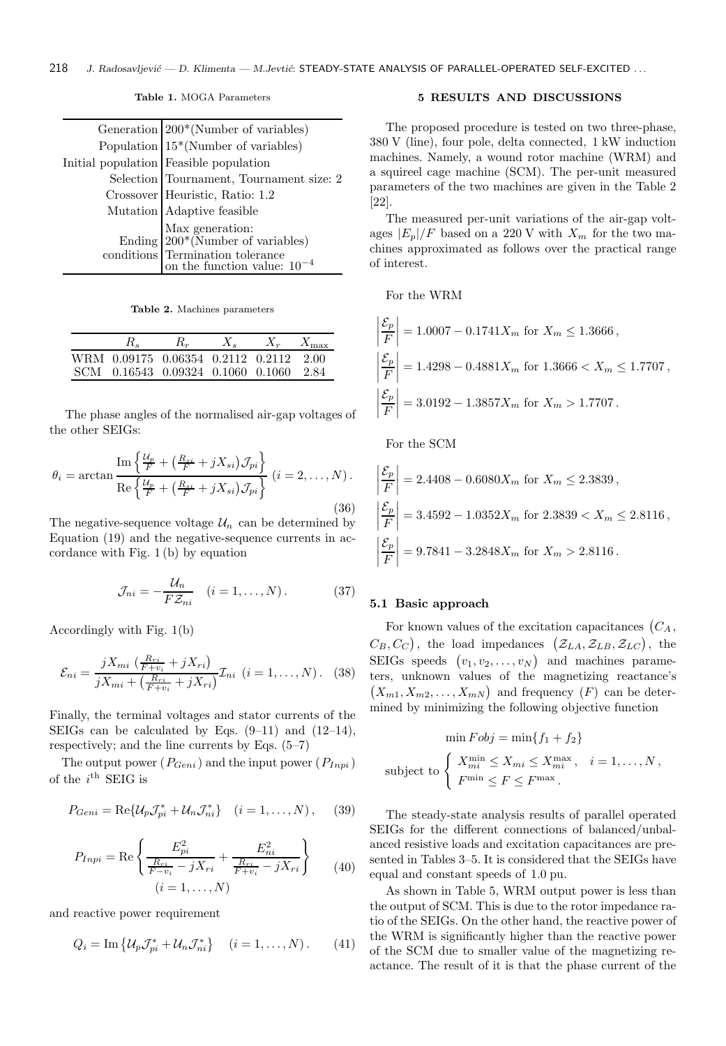**Table 1.** MOGA Parameters

| | |
|---|---|
| Generation | 200*(Number of variables) |
| Population | 15*(Number of variables) |
| Initial population | Feasible population |
| Selection | Tournament, Tournament size: 2 |
| Crossover | Heuristic, Ratio: 1.2 |
| Mutation | Adaptive feasible |
| Ending conditions | Max generation: 200*(Number of variables) Termination tolerance on the function value: $10^{-4}$ |

**Table 2.** Machines parameters

| | $R_s$ | $R_r$ | $X_s$ | $X_r$ | $X_{\max}$ |
|---|---|---|---|---|---|
| WRM | 0.09175 | 0.06354 | 0.2112 | 0.2112 | 2.00 |
| SCM | 0.16543 | 0.09324 | 0.1060 | 0.1060 | 2.84 |

The phase angles of the normalised air-gap voltages of the other SEIGs:

$$\theta_i = \arctan \frac{\mathrm{Im}\left\{\frac{\mathcal{U}_p}{F} + \left(\frac{R_{si}}{F} + jX_{si}\right)\mathcal{J}_{pi}\right\}}{\mathrm{Re}\left\{\frac{\mathcal{U}_p}{F} + \left(\frac{R_{si}}{F} + jX_{si}\right)\mathcal{J}_{pi}\right\}} \ (i = 2, \ldots, N). \tag{36}$$

The negative-sequence voltage $\mathcal{U}_n$ can be determined by Equation (19) and the negative-sequence currents in accordance with Fig. 1 (b) by equation

$$\mathcal{J}_{ni} = -\frac{\mathcal{U}_n}{F\mathcal{Z}_{ni}} \quad (i = 1, \ldots, N). \tag{37}$$

Accordingly with Fig. 1(b)

$$\mathcal{E}_{ni} = \frac{jX_{mi}\left(\frac{R_{ri}}{F+v_i} + jX_{ri}\right)}{jX_{mi} + \left(\frac{R_{ri}}{F+v_i} + jX_{ri}\right)}\mathcal{I}_{ni} \ (i = 1, \ldots, N). \tag{38}$$

Finally, the terminal voltages and stator currents of the SEIGs can be calculated by Eqs. (9–11) and (12–14), respectively; and the line currents by Eqs. (5–7)

The output power ($P_{Geni}$) and the input power ($P_{Inpi}$) of the $i^{\text{th}}$ SEIG is

$$P_{Geni} = \mathrm{Re}\{\mathcal{U}_p\mathcal{J}_{pi}^* + \mathcal{U}_n\mathcal{J}_{ni}^*\} \quad (i = 1, \ldots, N), \tag{39}$$

$$P_{Inpi} = \mathrm{Re}\left\{\frac{E_{pi}^2}{\frac{R_{ri}}{F-v_i} - jX_{ri}} + \frac{E_{ni}^2}{\frac{R_{ri}}{F+v_i} - jX_{ri}}\right\} \quad (i = 1, \ldots, N) \tag{40}$$

and reactive power requirement

$$Q_i = \mathrm{Im}\left\{\mathcal{U}_p\mathcal{J}_{pi}^* + \mathcal{U}_n\mathcal{J}_{ni}^*\right\} \quad (i = 1, \ldots, N). \tag{41}$$

## 5 RESULTS AND DISCUSSIONS

The proposed procedure is tested on two three-phase, 380 V (line), four pole, delta connected, 1 kW induction machines. Namely, a wound rotor machine (WRM) and a squireel cage machine (SCM). The per-unit measured parameters of the two machines are given in the Table 2 [22].

The measured per-unit variations of the air-gap voltages $|E_p|/F$ based on a 220 V with $X_m$ for the two machines approximated as follows over the practical range of interest.

For the WRM

$$\left|\frac{\mathcal{E}_p}{F}\right| = 1.0007 - 0.1741X_m \text{ for } X_m \le 1.3666\,,$$

$$\left|\frac{\mathcal{E}_p}{F}\right| = 1.4298 - 0.4881X_m \text{ for } 1.3666 < X_m \le 1.7707\,,$$

$$\left|\frac{\mathcal{E}_p}{F}\right| = 3.0192 - 1.3857X_m \text{ for } X_m > 1.7707\,.$$

For the SCM

$$\left|\frac{\mathcal{E}_p}{F}\right| = 2.4408 - 0.6080X_m \text{ for } X_m \le 2.3839\,,$$

$$\left|\frac{\mathcal{E}_p}{F}\right| = 3.4592 - 1.0352X_m \text{ for } 2.3839 < X_m \le 2.8116\,,$$

$$\left|\frac{\mathcal{E}_p}{F}\right| = 9.7841 - 3.2848X_m \text{ for } X_m > 2.8116\,.$$

### 5.1 Basic approach

For known values of the excitation capacitances $(C_A, C_B, C_C)$, the load impedances $(\mathcal{Z}_{LA}, \mathcal{Z}_{LB}, \mathcal{Z}_{LC})$, the SEIGs speeds $(v_1, v_2, \ldots, v_N)$ and machines parameters, unknown values of the magnetizing reactance's $(X_{m1}, X_{m2}, \ldots, X_{mN})$ and frequency $(F)$ can be determined by minimizing the following objective function

$$\min Fobj = \min\{f_1 + f_2\}$$

$$\text{subject to } \begin{cases} X_{mi}^{\min} \le X_{mi} \le X_{mi}^{\max}, & i = 1, \ldots, N, \\ F^{\min} \le F \le F^{\max}. \end{cases}$$

The steady-state analysis results of parallel operated SEIGs for the different connections of balanced/unbalanced resistive loads and excitation capacitances are presented in Tables 3–5. It is considered that the SEIGs have equal and constant speeds of 1.0 pu.

As shown in Table 5, WRM output power is less than the output of SCM. This is due to the rotor impedance ratio of the SEIGs. On the other hand, the reactive power of the WRM is significantly higher than the reactive power of the SCM due to smaller value of the magnetizing reactance. The result of it is that the phase current of the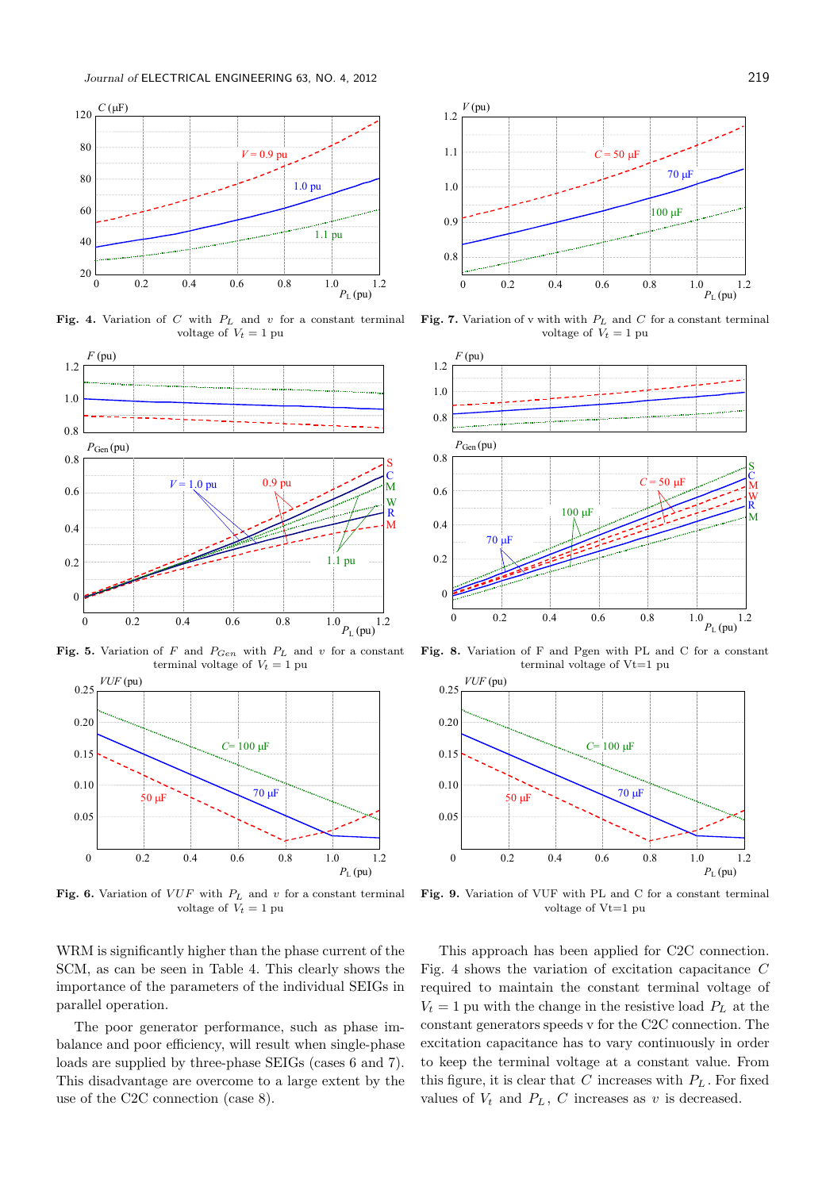**Fig. 4.** Variation of $C$ with $P_L$ and $v$ for a constant terminal voltage of $V_t = 1$ pu

**Fig. 7.** Variation of v with with $P_L$ and $C$ for a constant terminal voltage of $V_t = 1$ pu

**Fig. 5.** Variation of $F$ and $P_{Gen}$ with $P_L$ and $v$ for a constant terminal voltage of $V_t = 1$ pu

**Fig. 8.** Variation of F and Pgen with PL and C for a constant terminal voltage of Vt=1 pu

**Fig. 6.** Variation of $VUF$ with $P_L$ and $v$ for a constant terminal voltage of $V_t = 1$ pu

**Fig. 9.** Variation of VUF with PL and C for a constant terminal voltage of Vt=1 pu

WRM is significantly higher than the phase current of the SCM, as can be seen in Table 4. This clearly shows the importance of the parameters of the individual SEIGs in parallel operation.

The poor generator performance, such as phase imbalance and poor efficiency, will result when single-phase loads are supplied by three-phase SEIGs (cases 6 and 7). This disadvantage are overcome to a large extent by the use of the C2C connection (case 8).

This approach has been applied for C2C connection. Fig. 4 shows the variation of excitation capacitance $C$ required to maintain the constant terminal voltage of $V_t = 1$ pu with the change in the resistive load $P_L$ at the constant generators speeds v for the C2C connection. The excitation capacitance has to vary continuously in order to keep the terminal voltage at a constant value. From this figure, it is clear that $C$ increases with $P_L$. For fixed values of $V_t$ and $P_L$, $C$ increases as $v$ is decreased.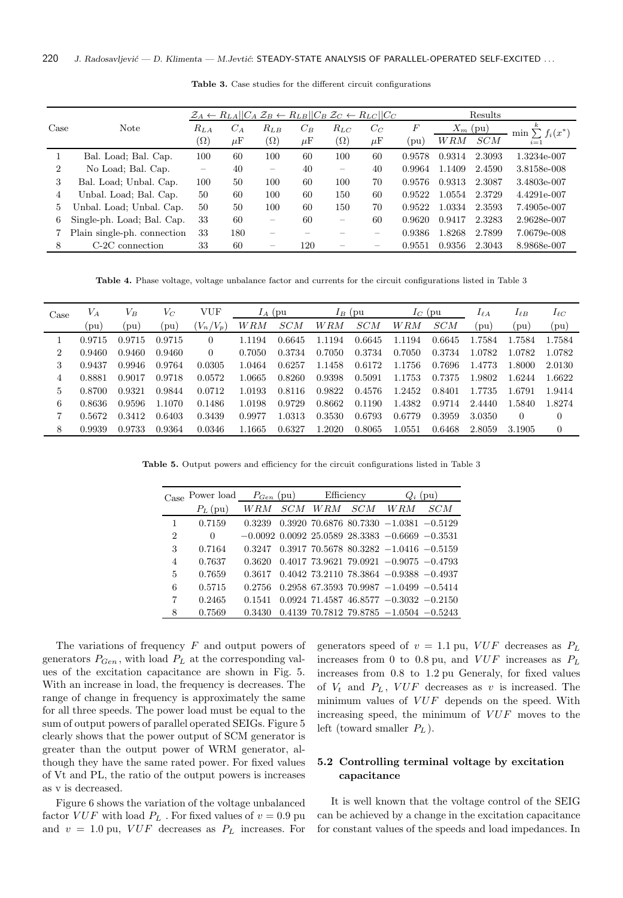**Table 3.** Case studies for the different circuit configurations

| Case | Note | $\mathcal{Z}_A \leftarrow R_{LA} \Vert C_A$ $R_{LA}$ ($\Omega$) | $C_A$ $\mu$F | $\mathcal{Z}_B \leftarrow R_{LB} \Vert C_B$ $R_{LB}$ ($\Omega$) | $C_B$ $\mu$F | $\mathcal{Z}_C \leftarrow R_{LC} \Vert C_C$ $R_{LC}$ ($\Omega$) | $C_C$ $\mu$F | Results $F$ (pu) | $X_m$ (pu) $WRM$ | $SCM$ | $\min \sum_{i=1}^{k} f_i(x^*)$ |
|---|---|---|---|---|---|---|---|---|---|---|---|
| 1 | Bal. Load; Bal. Cap. | 100 | 60 | 100 | 60 | 100 | 60 | 0.9578 | 0.9314 | 2.3093 | 1.3234e-007 |
| 2 | No Load; Bal. Cap. | – | 40 | – | 40 | – | 40 | 0.9964 | 1.1409 | 2.4590 | 3.8158e-008 |
| 3 | Bal. Load; Unbal. Cap. | 100 | 50 | 100 | 60 | 100 | 70 | 0.9576 | 0.9313 | 2.3087 | 3.4803e-007 |
| 4 | Unbal. Load; Bal. Cap. | 50 | 60 | 100 | 60 | 150 | 60 | 0.9522 | 1.0554 | 2.3729 | 4.4291e-007 |
| 5 | Unbal. Load; Unbal. Cap. | 50 | 50 | 100 | 60 | 150 | 70 | 0.9522 | 1.0334 | 2.3593 | 7.4905e-007 |
| 6 | Single-ph. Load; Bal. Cap. | 33 | 60 | – | 60 | – | 60 | 0.9620 | 0.9417 | 2.3283 | 2.9628e-007 |
| 7 | Plain single-ph. connection | 33 | 180 | – | – | – | – | 0.9386 | 1.8268 | 2.7899 | 7.0679e-008 |
| 8 | C-2C connection | 33 | 60 | – | 120 | – | – | 0.9551 | 0.9356 | 2.3043 | 8.9868e-007 |

**Table 4.** Phase voltage, voltage unbalance factor and currents for the circuit configurations listed in Table 3

| Case | $V_A$ (pu) | $V_B$ (pu) | $V_C$ (pu) | VUF ($V_n/V_p$) | $I_A$ (pu $WRM$ | $SCM$ | $I_B$ (pu $WRM$ | $SCM$ | $I_C$ (pu $WRM$ | $SCM$ | $I_{\ell A}$ (pu) | $I_{\ell B}$ (pu) | $I_{\ell C}$ (pu) |
|---|---|---|---|---|---|---|---|---|---|---|---|---|---|
| 1 | 0.9715 | 0.9715 | 0.9715 | 0 | 1.1194 | 0.6645 | 1.1194 | 0.6645 | 1.1194 | 0.6645 | 1.7584 | 1.7584 | 1.7584 |
| 2 | 0.9460 | 0.9460 | 0.9460 | 0 | 0.7050 | 0.3734 | 0.7050 | 0.3734 | 0.7050 | 0.3734 | 1.0782 | 1.0782 | 1.0782 |
| 3 | 0.9437 | 0.9946 | 0.9764 | 0.0305 | 1.0464 | 0.6257 | 1.1458 | 0.6172 | 1.1756 | 0.7696 | 1.4773 | 1.8000 | 2.0130 |
| 4 | 0.8881 | 0.9017 | 0.9718 | 0.0572 | 1.0665 | 0.8260 | 0.9398 | 0.5091 | 1.1753 | 0.7375 | 1.9802 | 1.6244 | 1.6622 |
| 5 | 0.8700 | 0.9321 | 0.9844 | 0.0712 | 1.0193 | 0.8116 | 0.9822 | 0.4576 | 1.2452 | 0.8401 | 1.7735 | 1.6791 | 1.9414 |
| 6 | 0.8636 | 0.9596 | 1.1070 | 0.1486 | 1.0198 | 0.9729 | 0.8662 | 0.1190 | 1.4382 | 0.9714 | 2.4440 | 1.5840 | 1.8274 |
| 7 | 0.5672 | 0.3412 | 0.6403 | 0.3439 | 0.9977 | 1.0313 | 0.3530 | 0.6793 | 0.6779 | 0.3959 | 3.0350 | 0 | 0 |
| 8 | 0.9939 | 0.9733 | 0.9364 | 0.0346 | 1.1665 | 0.6327 | 1.2020 | 0.8065 | 1.0551 | 0.6468 | 2.8059 | 3.1905 | 0 |

**Table 5.** Output powers and efficiency for the circuit configurations listed in Table 3

| Case | Power load $P_L$ (pu) | $P_{Gen}$ (pu) $WRM$ | $SCM$ | Efficiency $WRM$ | $SCM$ | $Q_i$ (pu) $WRM$ | $SCM$ |
|---|---|---|---|---|---|---|---|
| 1 | 0.7159 | 0.3239 | 0.3920 | 70.6876 | 80.7330 | −1.0381 | −0.5129 |
| 2 | 0 | −0.0092 | 0.0092 | 25.0589 | 28.3383 | −0.6669 | −0.3531 |
| 3 | 0.7164 | 0.3247 | 0.3917 | 70.5678 | 80.3282 | −1.0416 | −0.5159 |
| 4 | 0.7637 | 0.3620 | 0.4017 | 73.9621 | 79.0921 | −0.9075 | −0.4793 |
| 5 | 0.7659 | 0.3617 | 0.4042 | 73.2110 | 78.3864 | −0.9388 | −0.4937 |
| 6 | 0.5715 | 0.2756 | 0.2958 | 67.3593 | 70.9987 | −1.0499 | −0.5414 |
| 7 | 0.2465 | 0.1541 | 0.0924 | 71.4587 | 46.8577 | −0.3032 | −0.2150 |
| 8 | 0.7569 | 0.3430 | 0.4139 | 70.7812 | 79.8785 | −1.0504 | −0.5243 |

The variations of frequency $F$ and output powers of generators $P_{Gen}$, with load $P_L$ at the corresponding values of the excitation capacitance are shown in Fig. 5. With an increase in load, the frequency is decreases. The range of change in frequency is approximately the same for all three speeds. The power load must be equal to the sum of output powers of parallel operated SEIGs. Figure 5 clearly shows that the power output of SCM generator is greater than the output power of WRM generator, although they have the same rated power. For fixed values of Vt and PL, the ratio of the output powers is increases as v is decreased.

Figure 6 shows the variation of the voltage unbalanced factor $VUF$ with load $P_L$ . For fixed values of $v = 0.9$ pu and $v = 1.0$ pu, $VUF$ decreases as $P_L$ increases. For generators speed of $v = 1.1$ pu, $VUF$ decreases as $P_L$ increases from 0 to 0.8 pu, and $VUF$ increases as $P_L$ increases from 0.8 to 1.2 pu Generaly, for fixed values of $V_t$ and $P_L$, $VUF$ decreases as $v$ is increased. The minimum values of $VUF$ depends on the speed. With increasing speed, the minimum of $VUF$ moves to the left (toward smaller $P_L$).

### 5.2 Controlling terminal voltage by excitation capacitance

It is well known that the voltage control of the SEIG can be achieved by a change in the excitation capacitance for constant values of the speeds and load impedances. In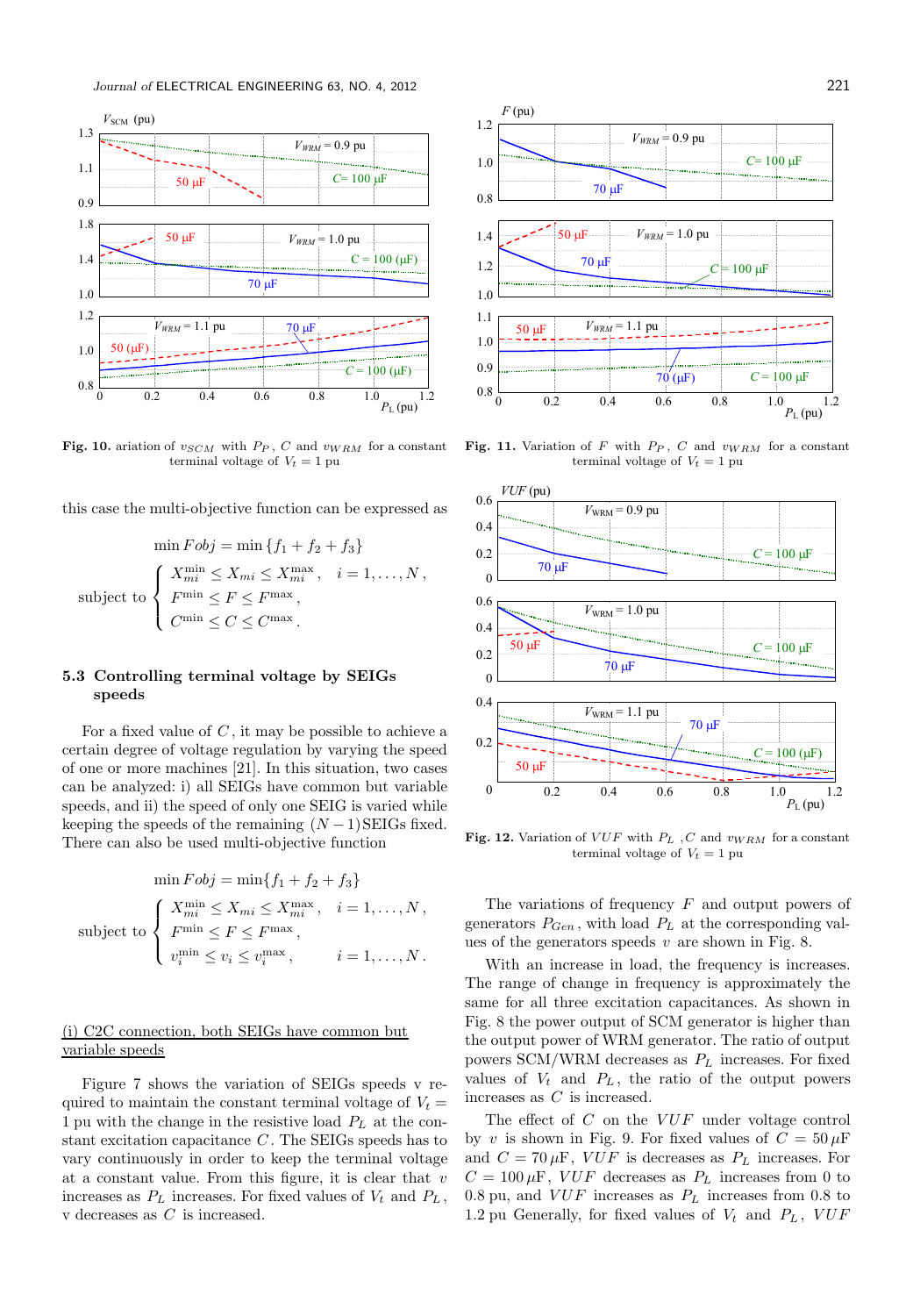Fig. 10. ariation of $v_{SCM}$ with $P_P$, $C$ and $v_{WRM}$ for a constant terminal voltage of $V_t = 1$ pu

Fig. 11. Variation of $F$ with $P_P$, $C$ and $v_{WRM}$ for a constant terminal voltage of $V_t = 1$ pu

this case the multi-objective function can be expressed as

$$\min Fobj = \min\{f_1 + f_2 + f_3\}$$

$$\text{subject to} \begin{cases} X_{mi}^{\min} \le X_{mi} \le X_{mi}^{\max}, & i = 1, \dots, N, \\ F^{\min} \le F \le F^{\max}, \\ C^{\min} \le C \le C^{\max}. \end{cases}$$

### 5.3 Controlling terminal voltage by SEIGs speeds

For a fixed value of $C$, it may be possible to achieve a certain degree of voltage regulation by varying the speed of one or more machines [21]. In this situation, two cases can be analyzed: i) all SEIGs have common but variable speeds, and ii) the speed of only one SEIG is varied while keeping the speeds of the remaining $(N-1)$SEIGs fixed. There can also be used multi-objective function

$$\min Fobj = \min\{f_1 + f_2 + f_3\}$$

$$\text{subject to} \begin{cases} X_{mi}^{\min} \le X_{mi} \le X_{mi}^{\max}, & i = 1, \dots, N, \\ F^{\min} \le F \le F^{\max}, \\ v_i^{\min} \le v_i \le v_i^{\max}, & i = 1, \dots, N. \end{cases}$$

(i) C2C connection, both SEIGs have common but variable speeds

Figure 7 shows the variation of SEIGs speeds v required to maintain the constant terminal voltage of $V_t = 1$ pu with the change in the resistive load $P_L$ at the constant excitation capacitance $C$. The SEIGs speeds has to vary continuously in order to keep the terminal voltage at a constant value. From this figure, it is clear that $v$ increases as $P_L$ increases. For fixed values of $V_t$ and $P_L$, v decreases as $C$ is increased.

Fig. 12. Variation of $VUF$ with $P_L$, $C$ and $v_{WRM}$ for a constant terminal voltage of $V_t = 1$ pu

The variations of frequency $F$ and output powers of generators $P_{Gen}$, with load $P_L$ at the corresponding values of the generators speeds $v$ are shown in Fig. 8.

With an increase in load, the frequency is increases. The range of change in frequency is approximately the same for all three excitation capacitances. As shown in Fig. 8 the power output of SCM generator is higher than the output power of WRM generator. The ratio of output powers SCM/WRM decreases as $P_L$ increases. For fixed values of $V_t$ and $P_L$, the ratio of the output powers increases as $C$ is increased.

The effect of $C$ on the $VUF$ under voltage control by $v$ is shown in Fig. 9. For fixed values of $C = 50\,\mu$F and $C = 70\,\mu$F, $VUF$ is decreases as $P_L$ increases. For $C = 100\,\mu$F, $VUF$ decreases as $P_L$ increases from 0 to 0.8 pu, and $VUF$ increases as $P_L$ increases from 0.8 to 1.2 pu Generally, for fixed values of $V_t$ and $P_L$, $VUF$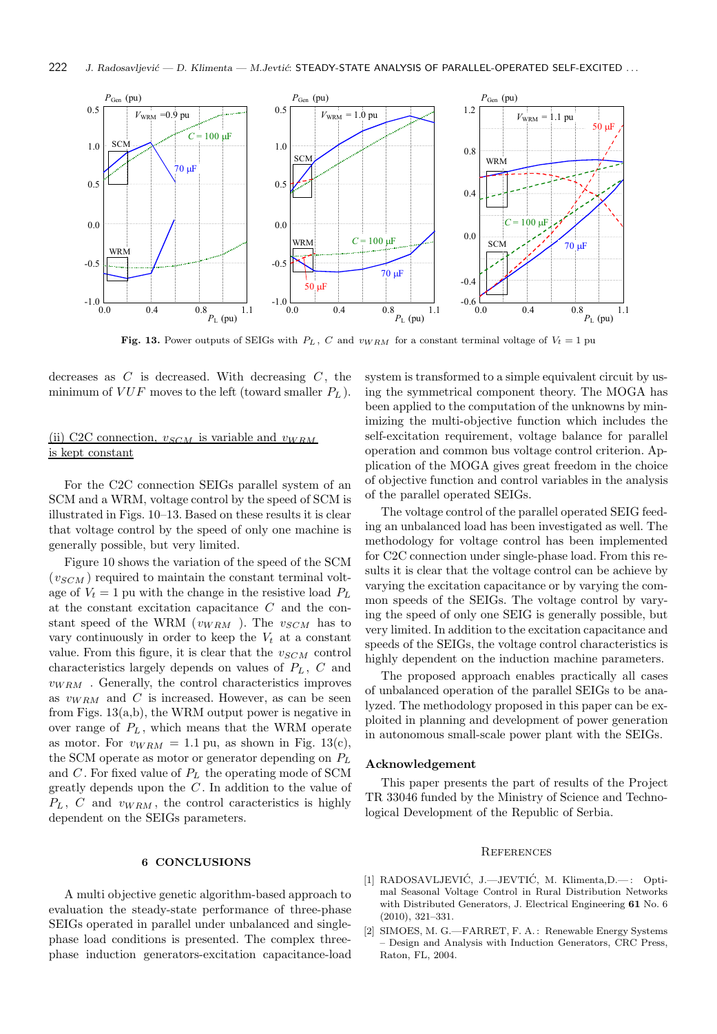**Fig. 13.** Power outputs of SEIGs with $P_L$, $C$ and $v_{WRM}$ for a constant terminal voltage of $V_t = 1$ pu

decreases as $C$ is decreased. With decreasing $C$, the minimum of $VUF$ moves to the left (toward smaller $P_L$).

(ii) C2C connection, $v_{SCM}$ is variable and $v_{WRM}$ is kept constant

For the C2C connection SEIGs parallel system of an SCM and a WRM, voltage control by the speed of SCM is illustrated in Figs. 10–13. Based on these results it is clear that voltage control by the speed of only one machine is generally possible, but very limited.

Figure 10 shows the variation of the speed of the SCM ($v_{SCM}$) required to maintain the constant terminal voltage of $V_t = 1$ pu with the change in the resistive load $P_L$ at the constant excitation capacitance $C$ and the constant speed of the WRM ($v_{WRM}$). The $v_{SCM}$ has to vary continuously in order to keep the $V_t$ at a constant value. From this figure, it is clear that the $v_{SCM}$ control characteristics largely depends on values of $P_L$, $C$ and $v_{WRM}$. Generally, the control characteristics improves as $v_{WRM}$ and $C$ is increased. However, as can be seen from Figs. 13(a,b), the WRM output power is negative in over range of $P_L$, which means that the WRM operate as motor. For $v_{WRM} = 1.1$ pu, as shown in Fig. 13(c), the SCM operate as motor or generator depending on $P_L$ and $C$. For fixed value of $P_L$ the operating mode of SCM greatly depends upon the $C$. In addition to the value of $P_L$, $C$ and $v_{WRM}$, the control caracteristics is highly dependent on the SEIGs parameters.

## 6 CONCLUSIONS

A multi objective genetic algorithm-based approach to evaluation the steady-state performance of three-phase SEIGs operated in parallel under unbalanced and single-phase load conditions is presented. The complex three-phase induction generators-excitation capacitance-load system is transformed to a simple equivalent circuit by using the symmetrical component theory. The MOGA has been applied to the computation of the unknowns by minimizing the multi-objective function which includes the self-excitation requirement, voltage balance for parallel operation and common bus voltage control criterion. Application of the MOGA gives great freedom in the choice of objective function and control variables in the analysis of the parallel operated SEIGs.

The voltage control of the parallel operated SEIG feeding an unbalanced load has been investigated as well. The methodology for voltage control has been implemented for C2C connection under single-phase load. From this results it is clear that the voltage control can be achieve by varying the excitation capacitance or by varying the common speeds of the SEIGs. The voltage control by varying the speed of only one SEIG is generally possible, but very limited. In addition to the excitation capacitance and speeds of the SEIGs, the voltage control characteristics is highly dependent on the induction machine parameters.

The proposed approach enables practically all cases of unbalanced operation of the parallel SEIGs to be analyzed. The methodology proposed in this paper can be exploited in planning and development of power generation in autonomous small-scale power plant with the SEIGs.

### Acknowledgement

This paper presents the part of results of the Project TR 33046 funded by the Ministry of Science and Technological Development of the Republic of Serbia.

### References

[1] RADOSAVLJEVIĆ, J.—JEVTIĆ, M. Klimenta,D.—: Optimal Seasonal Voltage Control in Rural Distribution Networks with Distributed Generators, J. Electrical Engineering **61** No. 6 (2010), 321–331.

[2] SIMOES, M. G.—FARRET, F. A.: Renewable Energy Systems – Design and Analysis with Induction Generators, CRC Press, Raton, FL, 2004.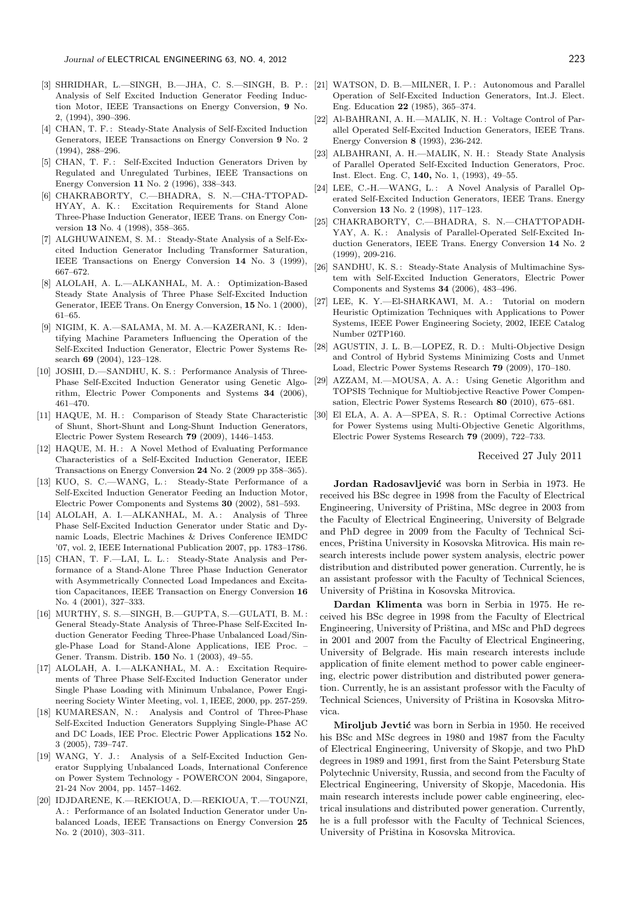[3] SHRIDHAR, L.—SINGH, B.—JHA, C. S.—SINGH, B. P.: Analysis of Self Excited Induction Generator Feeding Induction Motor, IEEE Transactions on Energy Conversion, **9** No. 2, (1994), 390–396.

[4] CHAN, T. F.: Steady-State Analysis of Self-Excited Induction Generators, IEEE Transactions on Energy Conversion **9** No. 2 (1994), 288–296.

[5] CHAN, T. F.: Self-Excited Induction Generators Driven by Regulated and Unregulated Turbines, IEEE Transactions on Energy Conversion **11** No. 2 (1996), 338–343.

[6] CHAKRABORTY, C.—BHADRA, S. N.—CHA-TTOPAD-HYAY, A. K.: Excitation Requirements for Stand Alone Three-Phase Induction Generator, IEEE Trans. on Energy Conversion **13** No. 4 (1998), 358–365.

[7] ALGHUWAINEM, S. M.: Steady-State Analysis of a Self-Excited Induction Generator Including Transformer Saturation, IEEE Transactions on Energy Conversion **14** No. 3 (1999), 667–672.

[8] ALOLAH, A. L.—ALKANHAL, M. A.: Optimization-Based Steady State Analysis of Three Phase Self-Excited Induction Generator, IEEE Trans. On Energy Conversion, **15** No. 1 (2000), 61–65.

[9] NIGIM, K. A.—SALAMA, M. M. A.—KAZERANI, K.: Identifying Machine Parameters Influencing the Operation of the Self-Excited Induction Generator, Electric Power Systems Research **69** (2004), 123–128.

[10] JOSHI, D.—SANDHU, K. S.: Performance Analysis of Three-Phase Self-Excited Induction Generator using Genetic Algorithm, Electric Power Components and Systems **34** (2006), 461–470.

[11] HAQUE, M. H.: Comparison of Steady State Characteristic of Shunt, Short-Shunt and Long-Shunt Induction Generators, Electric Power System Research **79** (2009), 1446–1453.

[12] HAQUE, M. H.: A Novel Method of Evaluating Performance Characteristics of a Self-Excited Induction Generator, IEEE Transactions on Energy Conversion **24** No. 2 (2009 pp 358–365).

[13] KUO, S. C.—WANG, L.: Steady-State Performance of a Self-Excited Induction Generator Feeding an Induction Motor, Electric Power Components and Systems **30** (2002), 581–593.

[14] ALOLAH, A. I.—ALKANHAL, M. A.: Analysis of Three Phase Self-Excited Induction Generator under Static and Dynamic Loads, Electric Machines & Drives Conference IEMDC '07, vol. 2, IEEE International Publication 2007, pp. 1783–1786.

[15] CHAN, T. F.—LAI, L. L.: Steady-State Analysis and Performance of a Stand-Alone Three Phase Induction Generator with Asymmetrically Connected Load Impedances and Excitation Capacitances, IEEE Transaction on Energy Conversion **16** No. 4 (2001), 327–333.

[16] MURTHY, S. S.—SINGH, B.—GUPTA, S.—GULATI, B. M.: General Steady-State Analysis of Three-Phase Self-Excited Induction Generator Feeding Three-Phase Unbalanced Load/Single-Phase Load for Stand-Alone Applications, IEE Proc. – Gener. Transm. Distrib. **150** No. 1 (2003), 49–55.

[17] ALOLAH, A. I.—ALKANHAL, M. A.: Excitation Requirements of Three Phase Self-Excited Induction Generator under Single Phase Loading with Minimum Unbalance, Power Engineering Society Winter Meeting, vol. 1, IEEE, 2000, pp. 257-259.

[18] KUMARESAN, N.: Analysis and Control of Three-Phase Self-Excited Induction Generators Supplying Single-Phase AC and DC Loads, IEE Proc. Electric Power Applications **152** No. 3 (2005), 739–747.

[19] WANG, Y. J.: Analysis of a Self-Excited Induction Generator Supplying Unbalanced Loads, International Conference on Power System Technology - POWERCON 2004, Singapore, 21-24 Nov 2004, pp. 1457–1462.

[20] IDJDARENE, K.—REKIOUA, D.—REKIOUA, T.—TOUNZI, A.: Performance of an Isolated Induction Generator under Unbalanced Loads, IEEE Transactions on Energy Conversion **25** No. 2 (2010), 303–311.

[21] WATSON, D. B.—MILNER, I. P.: Autonomous and Parallel Operation of Self-Excited Induction Generators, Int.J. Elect. Eng. Education **22** (1985), 365–374.

[22] Al-BAHRANI, A. H.—MALIK, N. H.: Voltage Control of Parallel Operated Self-Excited Induction Generators, IEEE Trans. Energy Conversion **8** (1993), 236-242.

[23] ALBAHRANI, A. H.—MALIK, N. H.: Steady State Analysis of Parallel Operated Self-Excited Induction Generators, Proc. Inst. Elect. Eng. C, **140,** No. 1, (1993), 49–55.

[24] LEE, C.-H.—WANG, L.: A Novel Analysis of Parallel Operated Self-Excited Induction Generators, IEEE Trans. Energy Conversion **13** No. 2 (1998), 117–123.

[25] CHAKRABORTY, C.—BHADRA, S. N.—CHATTOPADH-YAY, A. K.: Analysis of Parallel-Operated Self-Excited Induction Generators, IEEE Trans. Energy Conversion **14** No. 2 (1999), 209-216.

[26] SANDHU, K. S.: Steady-State Analysis of Multimachine System with Self-Excited Induction Generators, Electric Power Components and Systems **34** (2006), 483–496.

[27] LEE, K. Y.—El-SHARKAWI, M. A.: Tutorial on modern Heuristic Optimization Techniques with Applications to Power Systems, IEEE Power Engineering Society, 2002, IEEE Catalog Number 02TP160.

[28] AGUSTIN, J. L. B.—LOPEZ, R. D.: Multi-Objective Design and Control of Hybrid Systems Minimizing Costs and Unmet Load, Electric Power Systems Research **79** (2009), 170–180.

[29] AZZAM, M.—MOUSA, A. A.: Using Genetic Algorithm and TOPSIS Technique for Multiobjective Reactive Power Compensation, Electric Power Systems Research **80** (2010), 675–681.

[30] El ELA, A. A. A—SPEA, S. R.: Optimal Corrective Actions for Power Systems using Multi-Objective Genetic Algorithms, Electric Power Systems Research **79** (2009), 722–733.

Received 27 July 2011

**Jordan Radosavljević** was born in Serbia in 1973. He received his BSc degree in 1998 from the Faculty of Electrical Engineering, University of Priština, MSc degree in 2003 from the Faculty of Electrical Engineering, University of Belgrade and PhD degree in 2009 from the Faculty of Technical Sciences, Priština University in Kosovska Mitrovica. His main research interests include power system analysis, electric power distribution and distributed power generation. Currently, he is an assistant professor with the Faculty of Technical Sciences, University of Priština in Kosovska Mitrovica.

**Dardan Klimenta** was born in Serbia in 1975. He received his BSc degree in 1998 from the Faculty of Electrical Engineering, University of Priština, and MSc and PhD degrees in 2001 and 2007 from the Faculty of Electrical Engineering, University of Belgrade. His main research interests include application of finite element method to power cable engineering, electric power distribution and distributed power generation. Currently, he is an assistant professor with the Faculty of Technical Sciences, University of Priština in Kosovska Mitrovica.

**Miroljub Jevtić** was born in Serbia in 1950. He received his BSc and MSc degrees in 1980 and 1987 from the Faculty of Electrical Engineering, University of Skopje, and two PhD degrees in 1989 and 1991, first from the Saint Petersburg State Polytechnic University, Russia, and second from the Faculty of Electrical Engineering, University of Skopje, Macedonia. His main research interests include power cable engineering, electrical insulations and distributed power generation. Currently, he is a full professor with the Faculty of Technical Sciences, University of Priština in Kosovska Mitrovica.